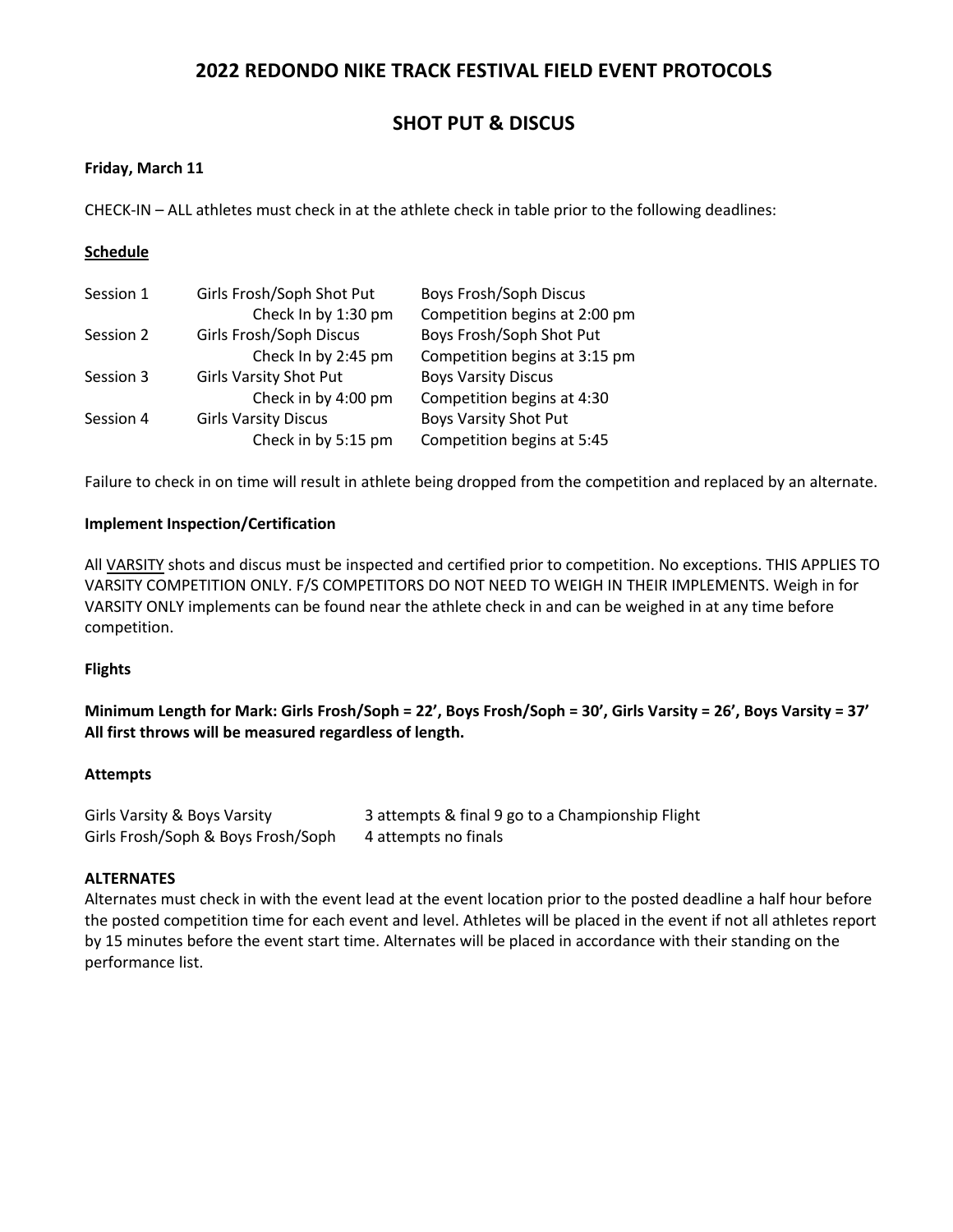# 2022 REDONDO NIKE TRACK FESTIVAL FIELD EVENT PROTOCOLS

## SHOT PUT & DISCUS

**Friday, March 11**

CHECK-IN – ALL athletes must check in at the athlete check in table prior to the following deadlines:

**<u>Schedule</u>**

| | | |
|---|---|---|
| Session 1 | Girls Frosh/Soph Shot Put | Boys Frosh/Soph Discus |
| | Check In by 1:30 pm | Competition begins at 2:00 pm |
| Session 2 | Girls Frosh/Soph Discus | Boys Frosh/Soph Shot Put |
| | Check In by 2:45 pm | Competition begins at 3:15 pm |
| Session 3 | Girls Varsity Shot Put | Boys Varsity Discus |
| | Check in by 4:00 pm | Competition begins at 4:30 |
| Session 4 | Girls Varsity Discus | Boys Varsity Shot Put |
| | Check in by 5:15 pm | Competition begins at 5:45 |

Failure to check in on time will result in athlete being dropped from the competition and replaced by an alternate.

**Implement Inspection/Certification**

All <u>VARSITY</u> shots and discus must be inspected and certified prior to competition. No exceptions. THIS APPLIES TO VARSITY COMPETITION ONLY. F/S COMPETITORS DO NOT NEED TO WEIGH IN THEIR IMPLEMENTS. Weigh in for VARSITY ONLY implements can be found near the athlete check in and can be weighed in at any time before competition.

**Flights**

**Minimum Length for Mark: Girls Frosh/Soph = 22', Boys Frosh/Soph = 30', Girls Varsity = 26', Boys Varsity = 37'**
**All first throws will be measured regardless of length.**

**Attempts**

| | |
|---|---|
| Girls Varsity & Boys Varsity | 3 attempts & final 9 go to a Championship Flight |
| Girls Frosh/Soph & Boys Frosh/Soph | 4 attempts no finals |

**ALTERNATES**

Alternates must check in with the event lead at the event location prior to the posted deadline a half hour before the posted competition time for each event and level. Athletes will be placed in the event if not all athletes report by 15 minutes before the event start time. Alternates will be placed in accordance with their standing on the performance list.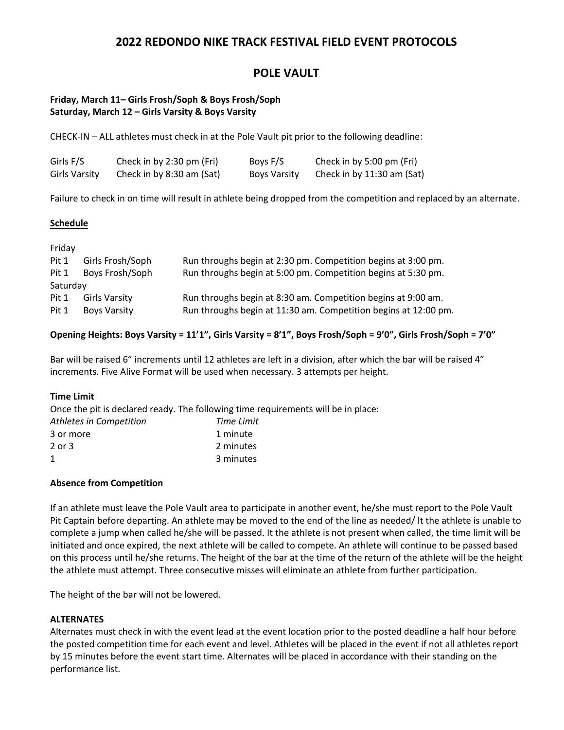# 2022 REDONDO NIKE TRACK FESTIVAL FIELD EVENT PROTOCOLS

## POLE VAULT

**Friday, March 11– Girls Frosh/Soph & Boys Frosh/Soph**
**Saturday, March 12 – Girls Varsity & Boys Varsity**

CHECK-IN – ALL athletes must check in at the Pole Vault pit prior to the following deadline:

| | | | |
|---|---|---|---|
| Girls F/S | Check in by 2:30 pm (Fri) | Boys F/S | Check in by 5:00 pm (Fri) |
| Girls Varsity | Check in by 8:30 am (Sat) | Boys Varsity | Check in by 11:30 am (Sat) |

Failure to check in on time will result in athlete being dropped from the competition and replaced by an alternate.

**Schedule**

Friday

| | | |
|---|---|---|
| Pit 1 | Girls Frosh/Soph | Run throughs begin at 2:30 pm. Competition begins at 3:00 pm. |
| Pit 1 | Boys Frosh/Soph | Run throughs begin at 5:00 pm. Competition begins at 5:30 pm. |

Saturday

| | | |
|---|---|---|
| Pit 1 | Girls Varsity | Run throughs begin at 8:30 am. Competition begins at 9:00 am. |
| Pit 1 | Boys Varsity | Run throughs begin at 11:30 am. Competition begins at 12:00 pm. |

**Opening Heights: Boys Varsity = 11'1", Girls Varsity = 8'1", Boys Frosh/Soph = 9'0", Girls Frosh/Soph = 7'0"**

Bar will be raised 6" increments until 12 athletes are left in a division, after which the bar will be raised 4" increments. Five Alive Format will be used when necessary. 3 attempts per height.

**Time Limit**

Once the pit is declared ready. The following time requirements will be in place:

| *Athletes in Competition* | *Time Limit* |
|---|---|
| 3 or more | 1 minute |
| 2 or 3 | 2 minutes |
| 1 | 3 minutes |

**Absence from Competition**

If an athlete must leave the Pole Vault area to participate in another event, he/she must report to the Pole Vault Pit Captain before departing. An athlete may be moved to the end of the line as needed/ It the athlete is unable to complete a jump when called he/she will be passed. It the athlete is not present when called, the time limit will be initiated and once expired, the next athlete will be called to compete. An athlete will continue to be passed based on this process until he/she returns. The height of the bar at the time of the return of the athlete will be the height the athlete must attempt. Three consecutive misses will eliminate an athlete from further participation.

The height of the bar will not be lowered.

**ALTERNATES**

Alternates must check in with the event lead at the event location prior to the posted deadline a half hour before the posted competition time for each event and level. Athletes will be placed in the event if not all athletes report by 15 minutes before the event start time. Alternates will be placed in accordance with their standing on the performance list.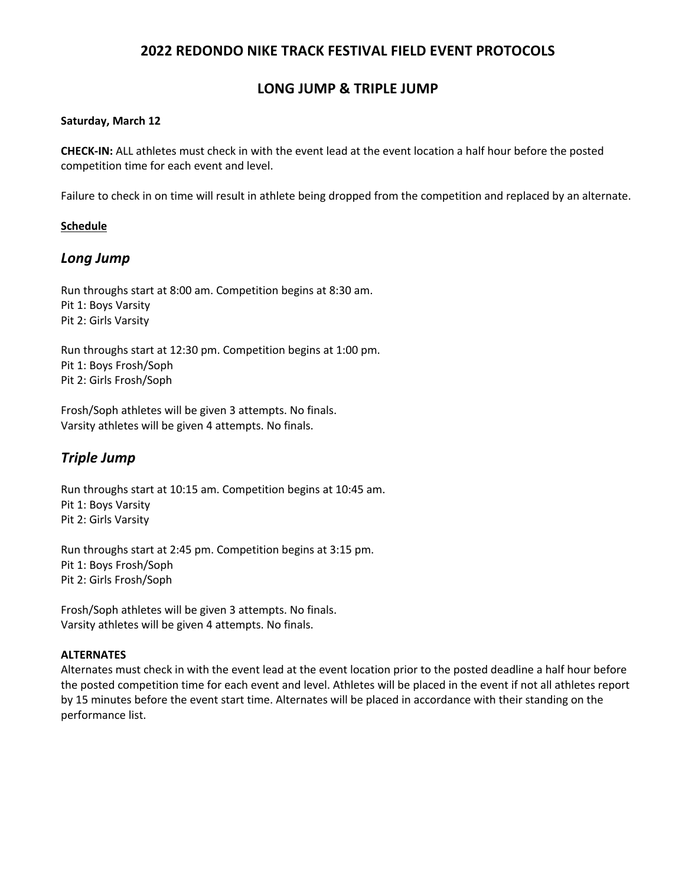# 2022 REDONDO NIKE TRACK FESTIVAL FIELD EVENT PROTOCOLS

## LONG JUMP & TRIPLE JUMP

**Saturday, March 12**

**CHECK-IN:** ALL athletes must check in with the event lead at the event location a half hour before the posted competition time for each event and level.

Failure to check in on time will result in athlete being dropped from the competition and replaced by an alternate.

**Schedule**

### *Long Jump*

Run throughs start at 8:00 am. Competition begins at 8:30 am.
Pit 1: Boys Varsity
Pit 2: Girls Varsity

Run throughs start at 12:30 pm. Competition begins at 1:00 pm.
Pit 1: Boys Frosh/Soph
Pit 2: Girls Frosh/Soph

Frosh/Soph athletes will be given 3 attempts. No finals.
Varsity athletes will be given 4 attempts. No finals.

### *Triple Jump*

Run throughs start at 10:15 am. Competition begins at 10:45 am.
Pit 1: Boys Varsity
Pit 2: Girls Varsity

Run throughs start at 2:45 pm. Competition begins at 3:15 pm.
Pit 1: Boys Frosh/Soph
Pit 2: Girls Frosh/Soph

Frosh/Soph athletes will be given 3 attempts. No finals.
Varsity athletes will be given 4 attempts. No finals.

**ALTERNATES**

Alternates must check in with the event lead at the event location prior to the posted deadline a half hour before the posted competition time for each event and level. Athletes will be placed in the event if not all athletes report by 15 minutes before the event start time. Alternates will be placed in accordance with their standing on the performance list.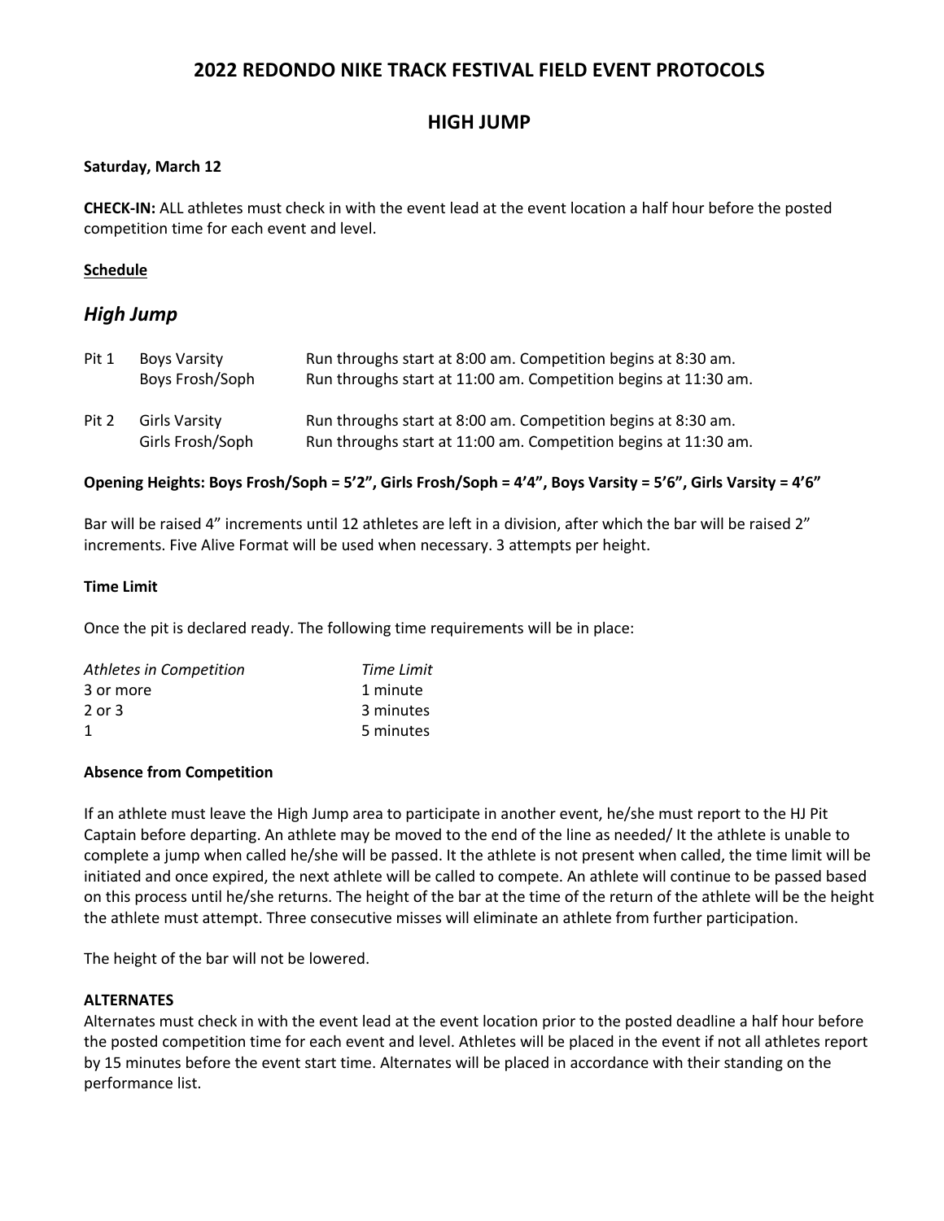# 2022 REDONDO NIKE TRACK FESTIVAL FIELD EVENT PROTOCOLS

## HIGH JUMP

**Saturday, March 12**

**CHECK-IN:** ALL athletes must check in with the event lead at the event location a half hour before the posted competition time for each event and level.

**Schedule**

### *High Jump*

| | | |
|---|---|---|
| Pit 1 | Boys Varsity | Run throughs start at 8:00 am. Competition begins at 8:30 am. |
| | Boys Frosh/Soph | Run throughs start at 11:00 am. Competition begins at 11:30 am. |
| Pit 2 | Girls Varsity | Run throughs start at 8:00 am. Competition begins at 8:30 am. |
| | Girls Frosh/Soph | Run throughs start at 11:00 am. Competition begins at 11:30 am. |

**Opening Heights: Boys Frosh/Soph = 5'2", Girls Frosh/Soph = 4'4", Boys Varsity = 5'6", Girls Varsity = 4'6"**

Bar will be raised 4" increments until 12 athletes are left in a division, after which the bar will be raised 2" increments. Five Alive Format will be used when necessary. 3 attempts per height.

**Time Limit**

Once the pit is declared ready. The following time requirements will be in place:

| *Athletes in Competition* | *Time Limit* |
|---|---|
| 3 or more | 1 minute |
| 2 or 3 | 3 minutes |
| 1 | 5 minutes |

**Absence from Competition**

If an athlete must leave the High Jump area to participate in another event, he/she must report to the HJ Pit Captain before departing. An athlete may be moved to the end of the line as needed/ It the athlete is unable to complete a jump when called he/she will be passed. It the athlete is not present when called, the time limit will be initiated and once expired, the next athlete will be called to compete. An athlete will continue to be passed based on this process until he/she returns. The height of the bar at the time of the return of the athlete will be the height the athlete must attempt. Three consecutive misses will eliminate an athlete from further participation.

The height of the bar will not be lowered.

**ALTERNATES**

Alternates must check in with the event lead at the event location prior to the posted deadline a half hour before the posted competition time for each event and level. Athletes will be placed in the event if not all athletes report by 15 minutes before the event start time. Alternates will be placed in accordance with their standing on the performance list.